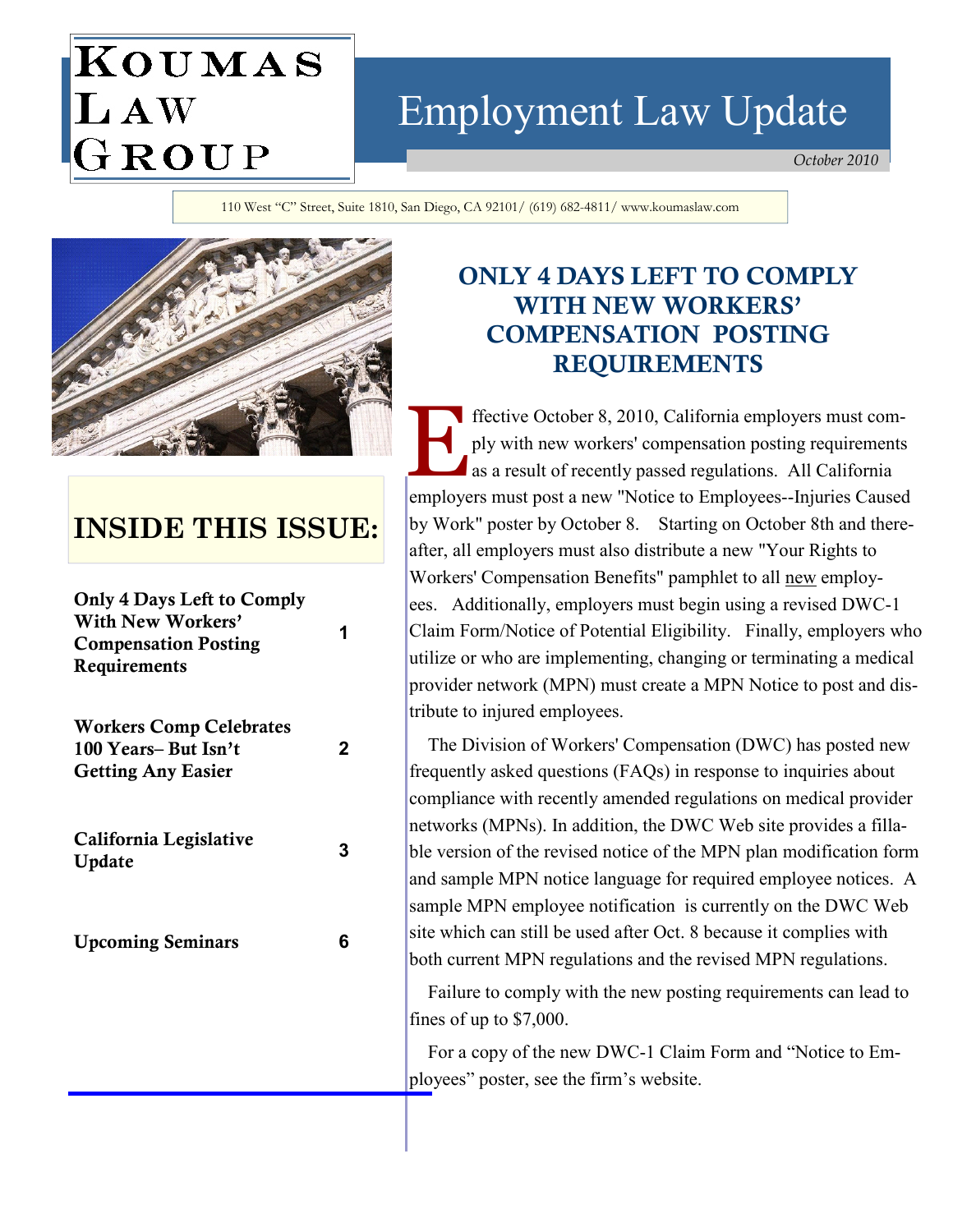# Koumas Law Group

# Employment Law Update

*October 2010*

110 West "C" Street, Suite 1810, San Diego, CA 92101/ (619) 682-4811/ www.koumaslaw.com

## INSIDE THIS ISSUE:

| | |
|---|---|
| **Only 4 Days Left to Comply With New Workers' Compensation Posting Requirements** | 1 |
| **Workers Comp Celebrates 100 Years– But Isn't Getting Any Easier** | 2 |
| **California Legislative Update** | 3 |
| **Upcoming Seminars** | 6 |

## ONLY 4 DAYS LEFT TO COMPLY WITH NEW WORKERS' COMPENSATION POSTING REQUIREMENTS

Effective October 8, 2010, California employers must comply with new workers' compensation posting requirements as a result of recently passed regulations. All California employers must post a new "Notice to Employees--Injuries Caused by Work" poster by October 8. Starting on October 8th and thereafter, all employers must also distribute a new "Your Rights to Workers' Compensation Benefits" pamphlet to all new employees. Additionally, employers must begin using a revised DWC-1 Claim Form/Notice of Potential Eligibility. Finally, employers who utilize or who are implementing, changing or terminating a medical provider network (MPN) must create a MPN Notice to post and distribute to injured employees.

The Division of Workers' Compensation (DWC) has posted new frequently asked questions (FAQs) in response to inquiries about compliance with recently amended regulations on medical provider networks (MPNs). In addition, the DWC Web site provides a fillable version of the revised notice of the MPN plan modification form and sample MPN notice language for required employee notices. A sample MPN employee notification is currently on the DWC Web site which can still be used after Oct. 8 because it complies with both current MPN regulations and the revised MPN regulations.

Failure to comply with the new posting requirements can lead to fines of up to $7,000.

For a copy of the new DWC-1 Claim Form and "Notice to Employees" poster, see the firm's website.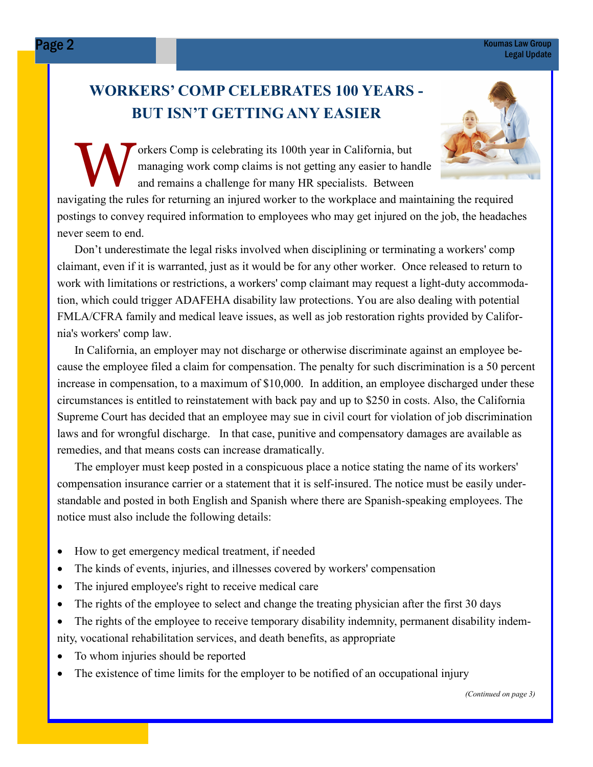## WORKERS' COMP CELEBRATES 100 YEARS - BUT ISN'T GETTING ANY EASIER

Workers Comp is celebrating its 100th year in California, but managing work comp claims is not getting any easier to handle and remains a challenge for many HR specialists. Between navigating the rules for returning an injured worker to the workplace and maintaining the required postings to convey required information to employees who may get injured on the job, the headaches never seem to end.

Don't underestimate the legal risks involved when disciplining or terminating a workers' comp claimant, even if it is warranted, just as it would be for any other worker. Once released to return to work with limitations or restrictions, a workers' comp claimant may request a light-duty accommodation, which could trigger ADAFEHA disability law protections. You are also dealing with potential FMLA/CFRA family and medical leave issues, as well as job restoration rights provided by California's workers' comp law.

In California, an employer may not discharge or otherwise discriminate against an employee because the employee filed a claim for compensation. The penalty for such discrimination is a 50 percent increase in compensation, to a maximum of $10,000. In addition, an employee discharged under these circumstances is entitled to reinstatement with back pay and up to $250 in costs. Also, the California Supreme Court has decided that an employee may sue in civil court for violation of job discrimination laws and for wrongful discharge. In that case, punitive and compensatory damages are available as remedies, and that means costs can increase dramatically.

The employer must keep posted in a conspicuous place a notice stating the name of its workers' compensation insurance carrier or a statement that it is self-insured. The notice must be easily understandable and posted in both English and Spanish where there are Spanish-speaking employees. The notice must also include the following details:

- How to get emergency medical treatment, if needed
- The kinds of events, injuries, and illnesses covered by workers' compensation
- The injured employee's right to receive medical care
- The rights of the employee to select and change the treating physician after the first 30 days
- The rights of the employee to receive temporary disability indemnity, permanent disability indemnity, vocational rehabilitation services, and death benefits, as appropriate
- To whom injuries should be reported
- The existence of time limits for the employer to be notified of an occupational injury

*(Continued on page 3)*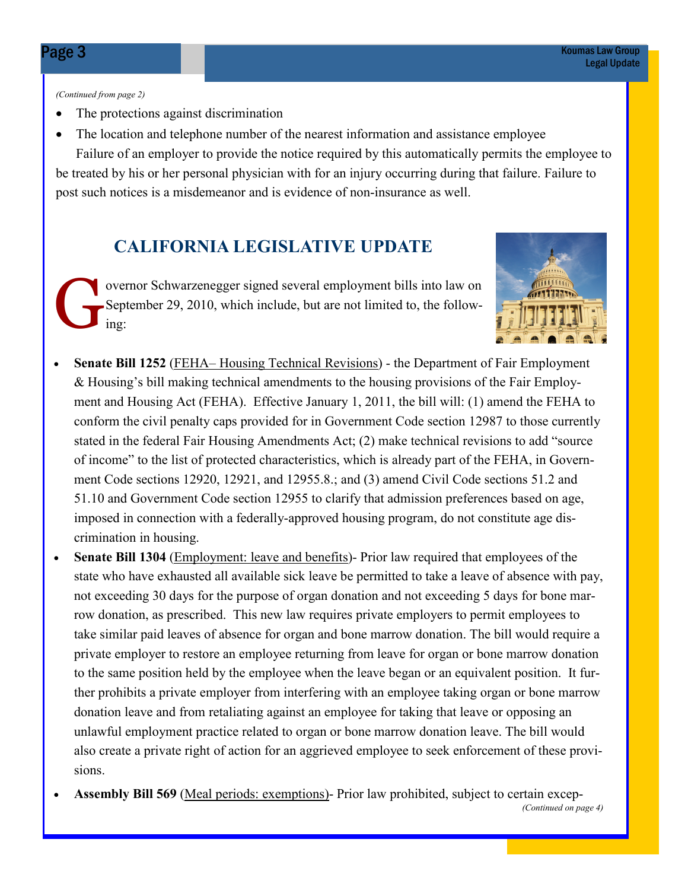*(Continued from page 2)*

- The protections against discrimination
- The location and telephone number of the nearest information and assistance employee

Failure of an employer to provide the notice required by this automatically permits the employee to be treated by his or her personal physician with for an injury occurring during that failure. Failure to post such notices is a misdemeanor and is evidence of non-insurance as well.

## CALIFORNIA LEGISLATIVE UPDATE

Governor Schwarzenegger signed several employment bills into law on September 29, 2010, which include, but are not limited to, the following:

- **Senate Bill 1252** (FEHA– Housing Technical Revisions) - the Department of Fair Employment & Housing's bill making technical amendments to the housing provisions of the Fair Employment and Housing Act (FEHA). Effective January 1, 2011, the bill will: (1) amend the FEHA to conform the civil penalty caps provided for in Government Code section 12987 to those currently stated in the federal Fair Housing Amendments Act; (2) make technical revisions to add "source of income" to the list of protected characteristics, which is already part of the FEHA, in Government Code sections 12920, 12921, and 12955.8.; and (3) amend Civil Code sections 51.2 and 51.10 and Government Code section 12955 to clarify that admission preferences based on age, imposed in connection with a federally-approved housing program, do not constitute age discrimination in housing.
- **Senate Bill 1304** (Employment: leave and benefits)- Prior law required that employees of the state who have exhausted all available sick leave be permitted to take a leave of absence with pay, not exceeding 30 days for the purpose of organ donation and not exceeding 5 days for bone marrow donation, as prescribed. This new law requires private employers to permit employees to take similar paid leaves of absence for organ and bone marrow donation. The bill would require a private employer to restore an employee returning from leave for organ or bone marrow donation to the same position held by the employee when the leave began or an equivalent position. It further prohibits a private employer from interfering with an employee taking organ or bone marrow donation leave and from retaliating against an employee for taking that leave or opposing an unlawful employment practice related to organ or bone marrow donation leave. The bill would also create a private right of action for an aggrieved employee to seek enforcement of these provisions.
- **Assembly Bill 569** (Meal periods: exemptions)- Prior law prohibited, subject to certain excep-

*(Continued on page 4)*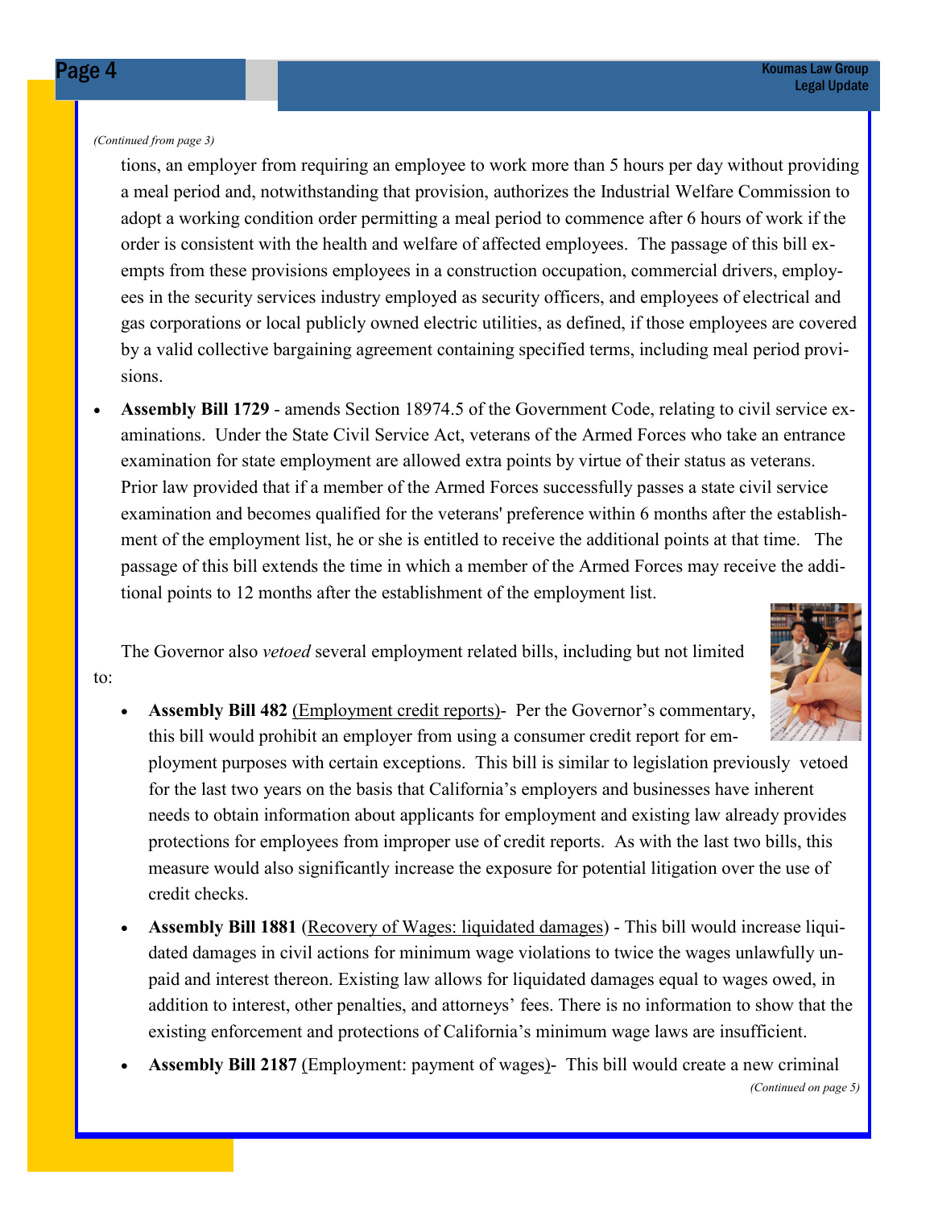*(Continued from page 3)*

tions, an employer from requiring an employee to work more than 5 hours per day without providing a meal period and, notwithstanding that provision, authorizes the Industrial Welfare Commission to adopt a working condition order permitting a meal period to commence after 6 hours of work if the order is consistent with the health and welfare of affected employees. The passage of this bill exempts from these provisions employees in a construction occupation, commercial drivers, employees in the security services industry employed as security officers, and employees of electrical and gas corporations or local publicly owned electric utilities, as defined, if those employees are covered by a valid collective bargaining agreement containing specified terms, including meal period provisions.

- **Assembly Bill 1729** - amends Section 18974.5 of the Government Code, relating to civil service examinations. Under the State Civil Service Act, veterans of the Armed Forces who take an entrance examination for state employment are allowed extra points by virtue of their status as veterans. Prior law provided that if a member of the Armed Forces successfully passes a state civil service examination and becomes qualified for the veterans' preference within 6 months after the establishment of the employment list, he or she is entitled to receive the additional points at that time. The passage of this bill extends the time in which a member of the Armed Forces may receive the additional points to 12 months after the establishment of the employment list.

The Governor also *vetoed* several employment related bills, including but not limited to:

- **Assembly Bill 482** (Employment credit reports)- Per the Governor's commentary, this bill would prohibit an employer from using a consumer credit report for employment purposes with certain exceptions. This bill is similar to legislation previously vetoed for the last two years on the basis that California's employers and businesses have inherent needs to obtain information about applicants for employment and existing law already provides protections for employees from improper use of credit reports. As with the last two bills, this measure would also significantly increase the exposure for potential litigation over the use of credit checks.

- **Assembly Bill 1881** (Recovery of Wages: liquidated damages) - This bill would increase liquidated damages in civil actions for minimum wage violations to twice the wages unlawfully unpaid and interest thereon. Existing law allows for liquidated damages equal to wages owed, in addition to interest, other penalties, and attorneys' fees. There is no information to show that the existing enforcement and protections of California's minimum wage laws are insufficient.

- **Assembly Bill 2187** (Employment: payment of wages)- This bill would create a new criminal

*(Continued on page 5)*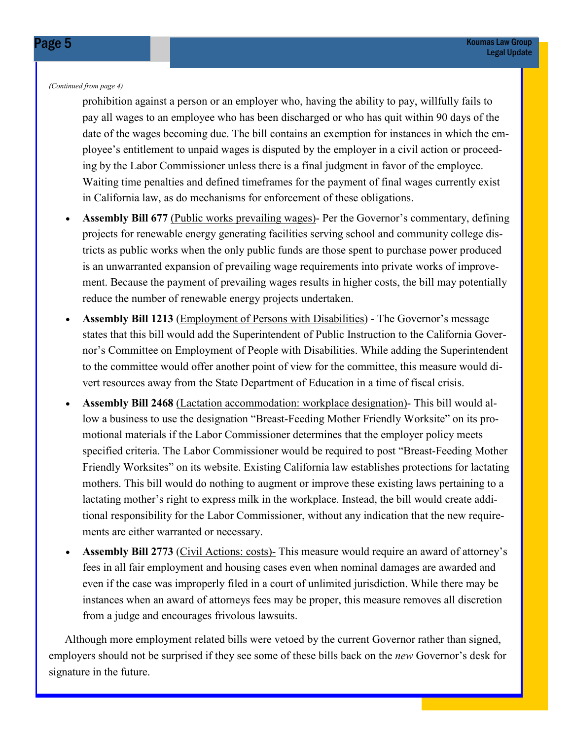*(Continued from page 4)*

prohibition against a person or an employer who, having the ability to pay, willfully fails to pay all wages to an employee who has been discharged or who has quit within 90 days of the date of the wages becoming due. The bill contains an exemption for instances in which the employee's entitlement to unpaid wages is disputed by the employer in a civil action or proceeding by the Labor Commissioner unless there is a final judgment in favor of the employee. Waiting time penalties and defined timeframes for the payment of final wages currently exist in California law, as do mechanisms for enforcement of these obligations.

- **Assembly Bill 677** (Public works prevailing wages)- Per the Governor's commentary, defining projects for renewable energy generating facilities serving school and community college districts as public works when the only public funds are those spent to purchase power produced is an unwarranted expansion of prevailing wage requirements into private works of improvement. Because the payment of prevailing wages results in higher costs, the bill may potentially reduce the number of renewable energy projects undertaken.
- **Assembly Bill 1213** (Employment of Persons with Disabilities) - The Governor's message states that this bill would add the Superintendent of Public Instruction to the California Governor's Committee on Employment of People with Disabilities. While adding the Superintendent to the committee would offer another point of view for the committee, this measure would divert resources away from the State Department of Education in a time of fiscal crisis.
- **Assembly Bill 2468** (Lactation accommodation: workplace designation)- This bill would allow a business to use the designation "Breast-Feeding Mother Friendly Worksite" on its promotional materials if the Labor Commissioner determines that the employer policy meets specified criteria. The Labor Commissioner would be required to post "Breast-Feeding Mother Friendly Worksites" on its website. Existing California law establishes protections for lactating mothers. This bill would do nothing to augment or improve these existing laws pertaining to a lactating mother's right to express milk in the workplace. Instead, the bill would create additional responsibility for the Labor Commissioner, without any indication that the new requirements are either warranted or necessary.
- **Assembly Bill 2773** (Civil Actions: costs)- This measure would require an award of attorney's fees in all fair employment and housing cases even when nominal damages are awarded and even if the case was improperly filed in a court of unlimited jurisdiction. While there may be instances when an award of attorneys fees may be proper, this measure removes all discretion from a judge and encourages frivolous lawsuits.

Although more employment related bills were vetoed by the current Governor rather than signed, employers should not be surprised if they see some of these bills back on the *new* Governor's desk for signature in the future.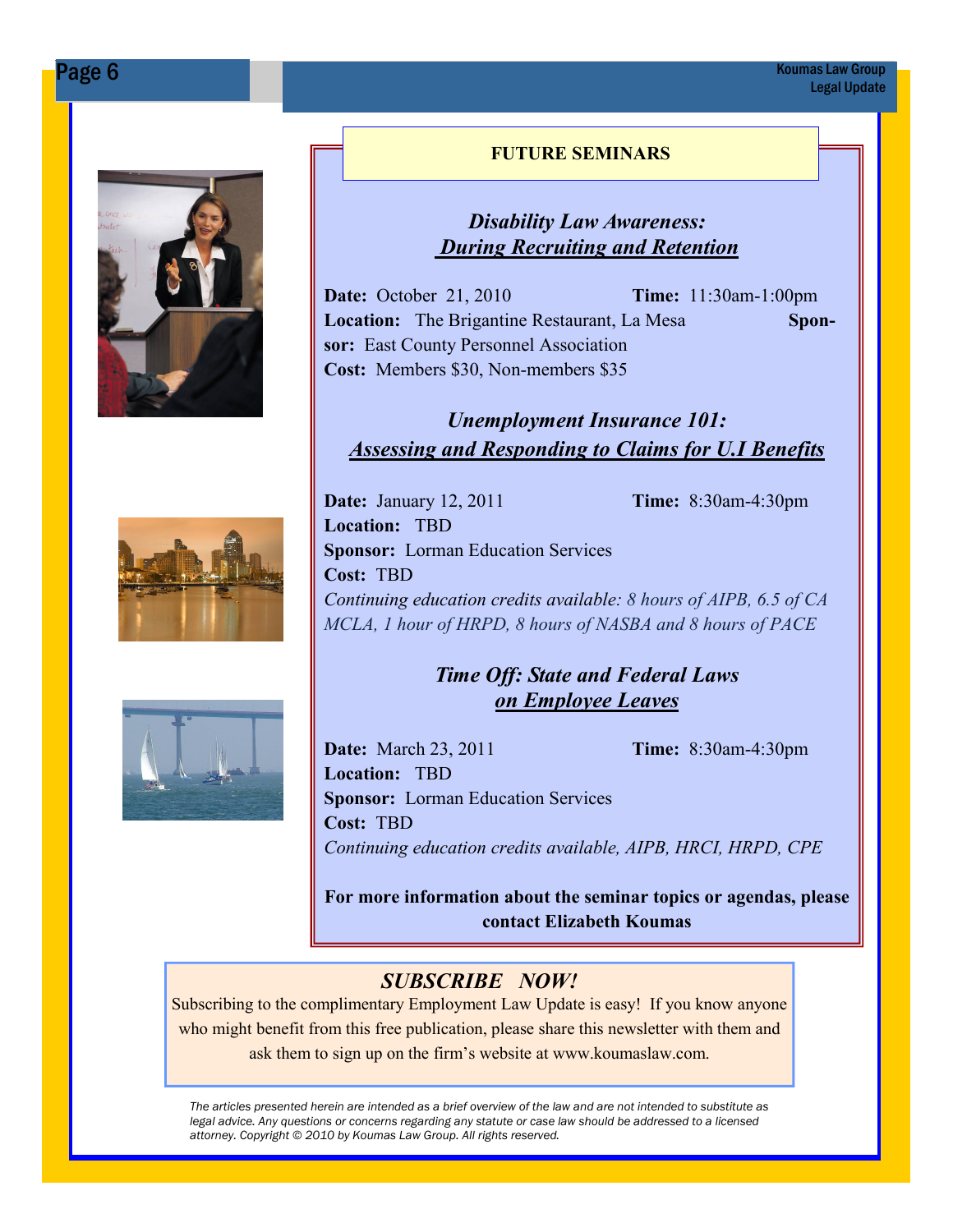## FUTURE SEMINARS

### *Disability Law Awareness: During Recruiting and Retention*

**Date:** October 21, 2010 **Time:** 11:30am-1:00pm
**Location:** The Brigantine Restaurant, La Mesa **Sponsor:** East County Personnel Association
**Cost:** Members $30, Non-members $35

### *Unemployment Insurance 101: Assessing and Responding to Claims for U.I Benefits*

**Date:** January 12, 2011 **Time:** 8:30am-4:30pm
**Location:** TBD
**Sponsor:** Lorman Education Services
**Cost:** TBD
*Continuing education credits available: 8 hours of AIPB, 6.5 of CA MCLA, 1 hour of HRPD, 8 hours of NASBA and 8 hours of PACE*

### *Time Off: State and Federal Laws on Employee Leaves*

**Date:** March 23, 2011 **Time:** 8:30am-4:30pm
**Location:** TBD
**Sponsor:** Lorman Education Services
**Cost:** TBD
*Continuing education credits available, AIPB, HRCI, HRPD, CPE*

**For more information about the seminar topics or agendas, please contact Elizabeth Koumas**

## *SUBSCRIBE NOW!*

Subscribing to the complimentary Employment Law Update is easy! If you know anyone who might benefit from this free publication, please share this newsletter with them and ask them to sign up on the firm's website at www.koumaslaw.com.

*The articles presented herein are intended as a brief overview of the law and are not intended to substitute as legal advice. Any questions or concerns regarding any statute or case law should be addressed to a licensed attorney. Copyright © 2010 by Koumas Law Group. All rights reserved.*